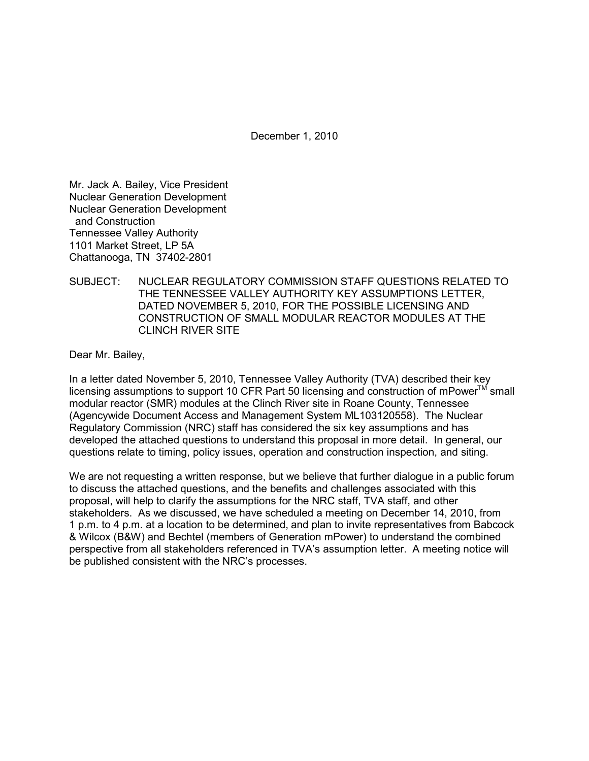December 1, 2010

Mr. Jack A. Bailey, Vice President
Nuclear Generation Development
Nuclear Generation Development
and Construction
Tennessee Valley Authority
1101 Market Street, LP 5A
Chattanooga, TN 37402-2801

SUBJECT: NUCLEAR REGULATORY COMMISSION STAFF QUESTIONS RELATED TO THE TENNESSEE VALLEY AUTHORITY KEY ASSUMPTIONS LETTER, DATED NOVEMBER 5, 2010, FOR THE POSSIBLE LICENSING AND CONSTRUCTION OF SMALL MODULAR REACTOR MODULES AT THE CLINCH RIVER SITE

Dear Mr. Bailey,

In a letter dated November 5, 2010, Tennessee Valley Authority (TVA) described their key licensing assumptions to support 10 CFR Part 50 licensing and construction of mPower™ small modular reactor (SMR) modules at the Clinch River site in Roane County, Tennessee (Agencywide Document Access and Management System ML103120558). The Nuclear Regulatory Commission (NRC) staff has considered the six key assumptions and has developed the attached questions to understand this proposal in more detail. In general, our questions relate to timing, policy issues, operation and construction inspection, and siting.

We are not requesting a written response, but we believe that further dialogue in a public forum to discuss the attached questions, and the benefits and challenges associated with this proposal, will help to clarify the assumptions for the NRC staff, TVA staff, and other stakeholders. As we discussed, we have scheduled a meeting on December 14, 2010, from 1 p.m. to 4 p.m. at a location to be determined, and plan to invite representatives from Babcock & Wilcox (B&W) and Bechtel (members of Generation mPower) to understand the combined perspective from all stakeholders referenced in TVA's assumption letter. A meeting notice will be published consistent with the NRC's processes.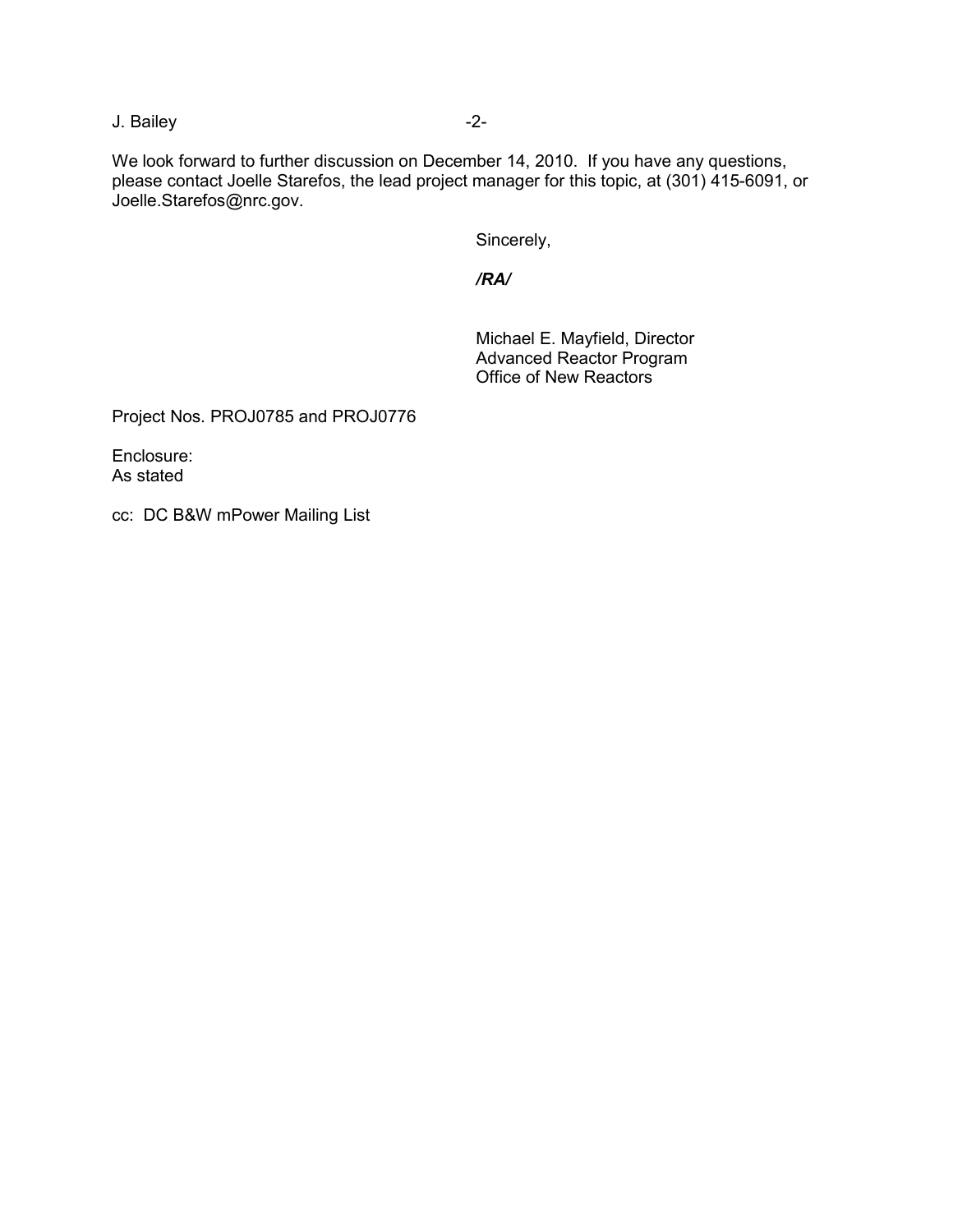We look forward to further discussion on December 14, 2010. If you have any questions, please contact Joelle Starefos, the lead project manager for this topic, at (301) 415-6091, or Joelle.Starefos@nrc.gov.

Sincerely,

***/RA/***

Michael E. Mayfield, Director
Advanced Reactor Program
Office of New Reactors

Project Nos. PROJ0785 and PROJ0776

Enclosure:
As stated

cc: DC B&W mPower Mailing List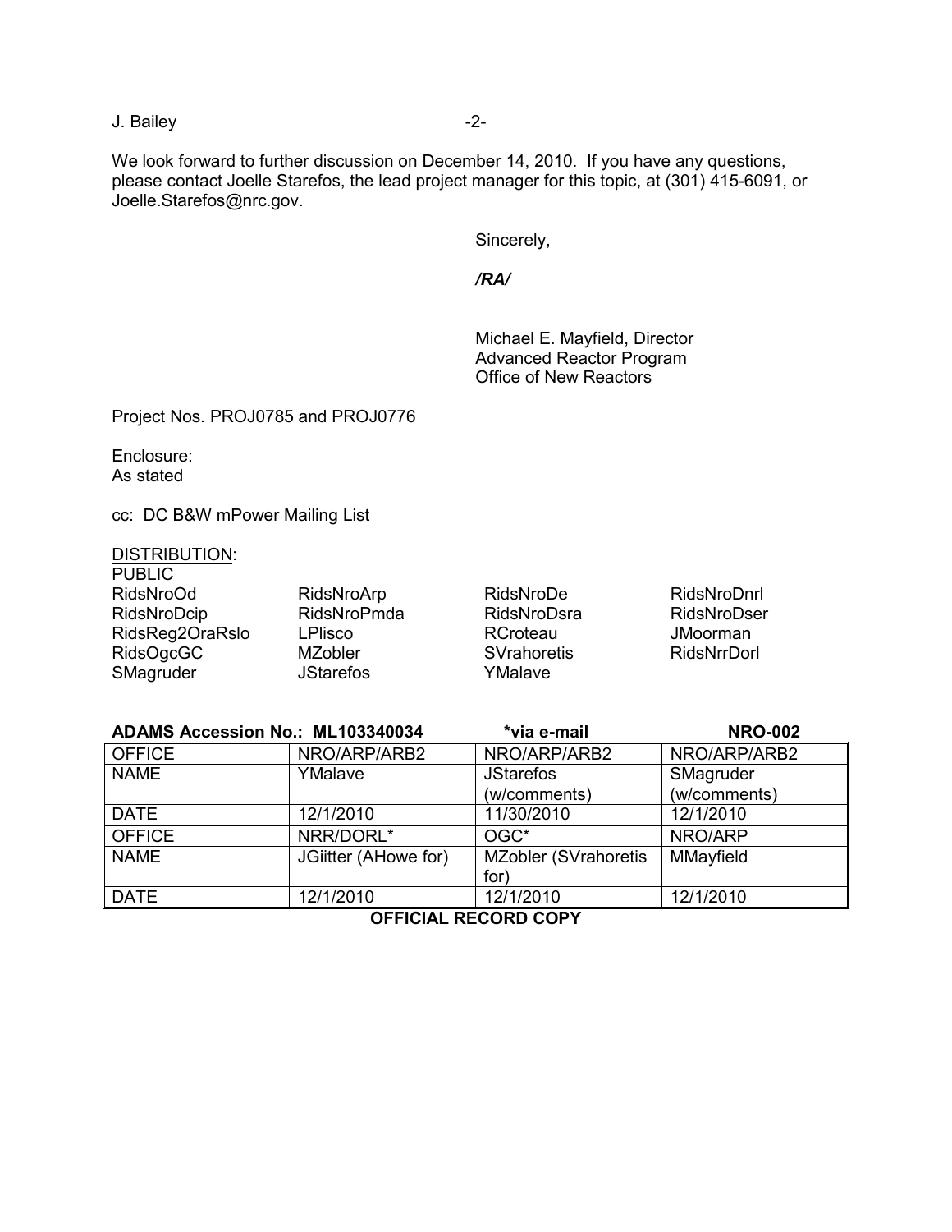We look forward to further discussion on December 14, 2010. If you have any questions, please contact Joelle Starefos, the lead project manager for this topic, at (301) 415-6091, or Joelle.Starefos@nrc.gov.

Sincerely,

***/RA/***

Michael E. Mayfield, Director
Advanced Reactor Program
Office of New Reactors

Project Nos. PROJ0785 and PROJ0776

Enclosure:
As stated

cc: DC B&W mPower Mailing List

DISTRIBUTION:

PUBLIC

| | | | |
|---|---|---|---|
| RidsNroOd | RidsNroArp | RidsNroDe | RidsNroDnrl |
| RidsNroDcip | RidsNroPmda | RidsNroDsra | RidsNroDser |
| RidsReg2OraRslo | LPlisco | RCroteau | JMoorman |
| RidsOgcGC | MZobler | SVrahoretis | RidsNrrDorl |
| SMagruder | JStarefos | YMalave | |

**ADAMS Accession No.: ML103340034** **\*via e-mail** **NRO-002**

| OFFICE | NRO/ARP/ARB2 | NRO/ARP/ARB2 | NRO/ARP/ARB2 |
|---|---|---|---|
| NAME | YMalave | JStarefos (w/comments) | SMagruder (w/comments) |
| DATE | 12/1/2010 | 11/30/2010 | 12/1/2010 |
| OFFICE | NRR/DORL* | OGC* | NRO/ARP |
| NAME | JGiitter (AHowe for) | MZobler (SVrahoretis for) | MMayfield |
| DATE | 12/1/2010 | 12/1/2010 | 12/1/2010 |

**OFFICIAL RECORD COPY**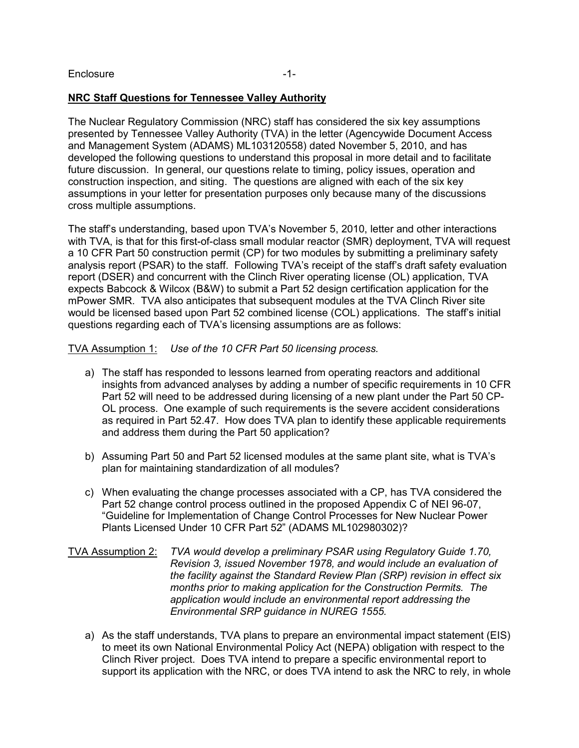Enclosure -1-

**NRC Staff Questions for Tennessee Valley Authority**

The Nuclear Regulatory Commission (NRC) staff has considered the six key assumptions presented by Tennessee Valley Authority (TVA) in the letter (Agencywide Document Access and Management System (ADAMS) ML103120558) dated November 5, 2010, and has developed the following questions to understand this proposal in more detail and to facilitate future discussion. In general, our questions relate to timing, policy issues, operation and construction inspection, and siting. The questions are aligned with each of the six key assumptions in your letter for presentation purposes only because many of the discussions cross multiple assumptions.

The staff's understanding, based upon TVA's November 5, 2010, letter and other interactions with TVA, is that for this first-of-class small modular reactor (SMR) deployment, TVA will request a 10 CFR Part 50 construction permit (CP) for two modules by submitting a preliminary safety analysis report (PSAR) to the staff. Following TVA's receipt of the staff's draft safety evaluation report (DSER) and concurrent with the Clinch River operating license (OL) application, TVA expects Babcock & Wilcox (B&W) to submit a Part 52 design certification application for the mPower SMR. TVA also anticipates that subsequent modules at the TVA Clinch River site would be licensed based upon Part 52 combined license (COL) applications. The staff's initial questions regarding each of TVA's licensing assumptions are as follows:

<u>TVA Assumption 1:</u> *Use of the 10 CFR Part 50 licensing process.*

a) The staff has responded to lessons learned from operating reactors and additional insights from advanced analyses by adding a number of specific requirements in 10 CFR Part 52 will need to be addressed during licensing of a new plant under the Part 50 CP-OL process. One example of such requirements is the severe accident considerations as required in Part 52.47. How does TVA plan to identify these applicable requirements and address them during the Part 50 application?

b) Assuming Part 50 and Part 52 licensed modules at the same plant site, what is TVA's plan for maintaining standardization of all modules?

c) When evaluating the change processes associated with a CP, has TVA considered the Part 52 change control process outlined in the proposed Appendix C of NEI 96-07, "Guideline for Implementation of Change Control Processes for New Nuclear Power Plants Licensed Under 10 CFR Part 52" (ADAMS ML102980302)?

<u>TVA Assumption 2:</u> *TVA would develop a preliminary PSAR using Regulatory Guide 1.70, Revision 3, issued November 1978, and would include an evaluation of the facility against the Standard Review Plan (SRP) revision in effect six months prior to making application for the Construction Permits. The application would include an environmental report addressing the Environmental SRP guidance in NUREG 1555.*

a) As the staff understands, TVA plans to prepare an environmental impact statement (EIS) to meet its own National Environmental Policy Act (NEPA) obligation with respect to the Clinch River project. Does TVA intend to prepare a specific environmental report to support its application with the NRC, or does TVA intend to ask the NRC to rely, in whole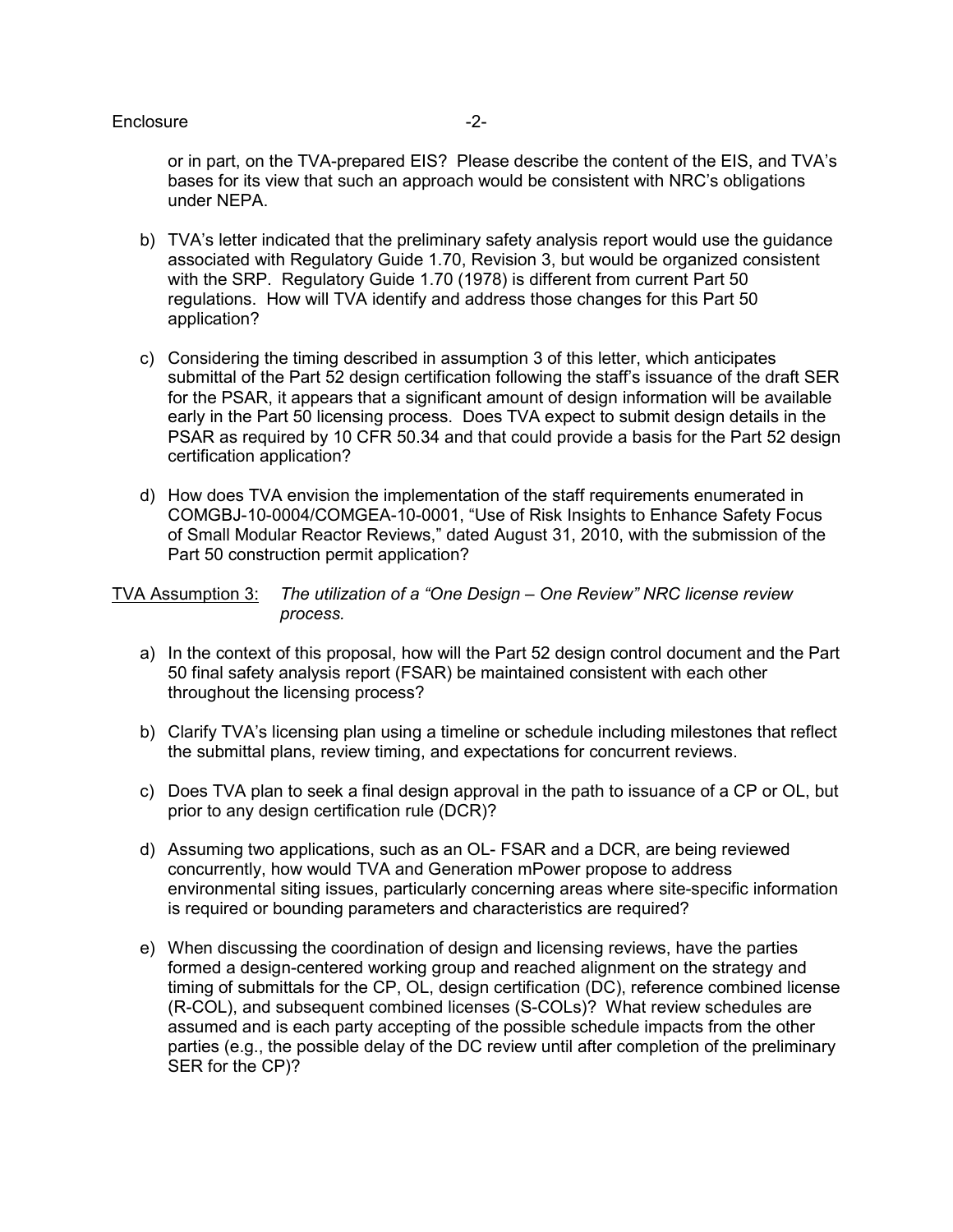or in part, on the TVA-prepared EIS? Please describe the content of the EIS, and TVA's bases for its view that such an approach would be consistent with NRC's obligations under NEPA.

b) TVA's letter indicated that the preliminary safety analysis report would use the guidance associated with Regulatory Guide 1.70, Revision 3, but would be organized consistent with the SRP. Regulatory Guide 1.70 (1978) is different from current Part 50 regulations. How will TVA identify and address those changes for this Part 50 application?

c) Considering the timing described in assumption 3 of this letter, which anticipates submittal of the Part 52 design certification following the staff's issuance of the draft SER for the PSAR, it appears that a significant amount of design information will be available early in the Part 50 licensing process. Does TVA expect to submit design details in the PSAR as required by 10 CFR 50.34 and that could provide a basis for the Part 52 design certification application?

d) How does TVA envision the implementation of the staff requirements enumerated in COMGBJ-10-0004/COMGEA-10-0001, "Use of Risk Insights to Enhance Safety Focus of Small Modular Reactor Reviews," dated August 31, 2010, with the submission of the Part 50 construction permit application?

<u>TVA Assumption 3:</u> *The utilization of a "One Design – One Review" NRC license review process.*

a) In the context of this proposal, how will the Part 52 design control document and the Part 50 final safety analysis report (FSAR) be maintained consistent with each other throughout the licensing process?

b) Clarify TVA's licensing plan using a timeline or schedule including milestones that reflect the submittal plans, review timing, and expectations for concurrent reviews.

c) Does TVA plan to seek a final design approval in the path to issuance of a CP or OL, but prior to any design certification rule (DCR)?

d) Assuming two applications, such as an OL- FSAR and a DCR, are being reviewed concurrently, how would TVA and Generation mPower propose to address environmental siting issues, particularly concerning areas where site-specific information is required or bounding parameters and characteristics are required?

e) When discussing the coordination of design and licensing reviews, have the parties formed a design-centered working group and reached alignment on the strategy and timing of submittals for the CP, OL, design certification (DC), reference combined license (R-COL), and subsequent combined licenses (S-COLs)? What review schedules are assumed and is each party accepting of the possible schedule impacts from the other parties (e.g., the possible delay of the DC review until after completion of the preliminary SER for the CP)?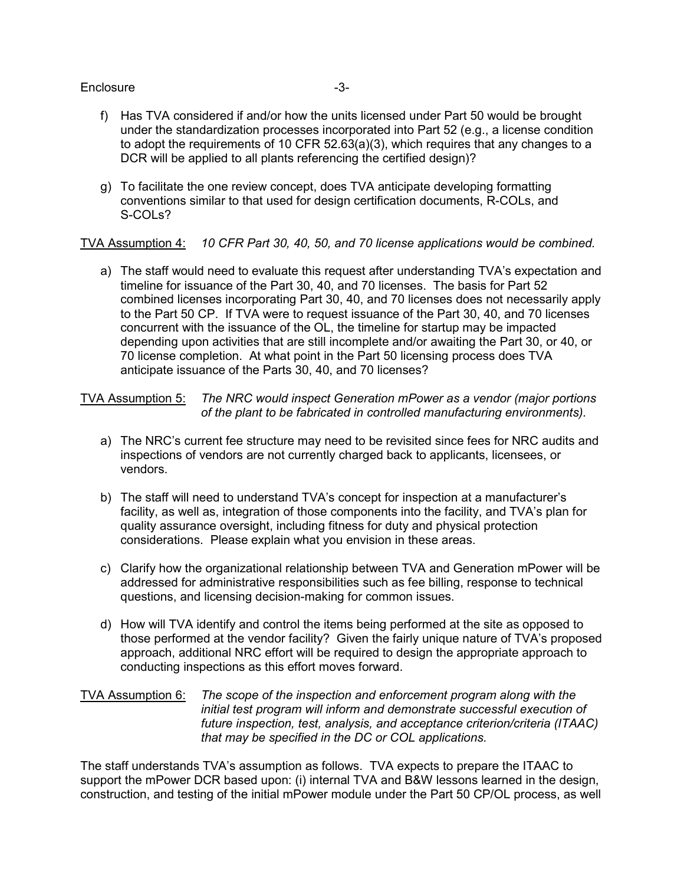f) Has TVA considered if and/or how the units licensed under Part 50 would be brought under the standardization processes incorporated into Part 52 (e.g., a license condition to adopt the requirements of 10 CFR 52.63(a)(3), which requires that any changes to a DCR will be applied to all plants referencing the certified design)?

g) To facilitate the one review concept, does TVA anticipate developing formatting conventions similar to that used for design certification documents, R-COLs, and S-COLs?

<u>TVA Assumption 4:</u> *10 CFR Part 30, 40, 50, and 70 license applications would be combined.*

a) The staff would need to evaluate this request after understanding TVA's expectation and timeline for issuance of the Part 30, 40, and 70 licenses. The basis for Part 52 combined licenses incorporating Part 30, 40, and 70 licenses does not necessarily apply to the Part 50 CP. If TVA were to request issuance of the Part 30, 40, and 70 licenses concurrent with the issuance of the OL, the timeline for startup may be impacted depending upon activities that are still incomplete and/or awaiting the Part 30, or 40, or 70 license completion. At what point in the Part 50 licensing process does TVA anticipate issuance of the Parts 30, 40, and 70 licenses?

<u>TVA Assumption 5:</u> *The NRC would inspect Generation mPower as a vendor (major portions of the plant to be fabricated in controlled manufacturing environments).*

a) The NRC's current fee structure may need to be revisited since fees for NRC audits and inspections of vendors are not currently charged back to applicants, licensees, or vendors.

b) The staff will need to understand TVA's concept for inspection at a manufacturer's facility, as well as, integration of those components into the facility, and TVA's plan for quality assurance oversight, including fitness for duty and physical protection considerations. Please explain what you envision in these areas.

c) Clarify how the organizational relationship between TVA and Generation mPower will be addressed for administrative responsibilities such as fee billing, response to technical questions, and licensing decision-making for common issues.

d) How will TVA identify and control the items being performed at the site as opposed to those performed at the vendor facility? Given the fairly unique nature of TVA's proposed approach, additional NRC effort will be required to design the appropriate approach to conducting inspections as this effort moves forward.

<u>TVA Assumption 6:</u> *The scope of the inspection and enforcement program along with the initial test program will inform and demonstrate successful execution of future inspection, test, analysis, and acceptance criterion/criteria (ITAAC) that may be specified in the DC or COL applications.*

The staff understands TVA's assumption as follows. TVA expects to prepare the ITAAC to support the mPower DCR based upon: (i) internal TVA and B&W lessons learned in the design, construction, and testing of the initial mPower module under the Part 50 CP/OL process, as well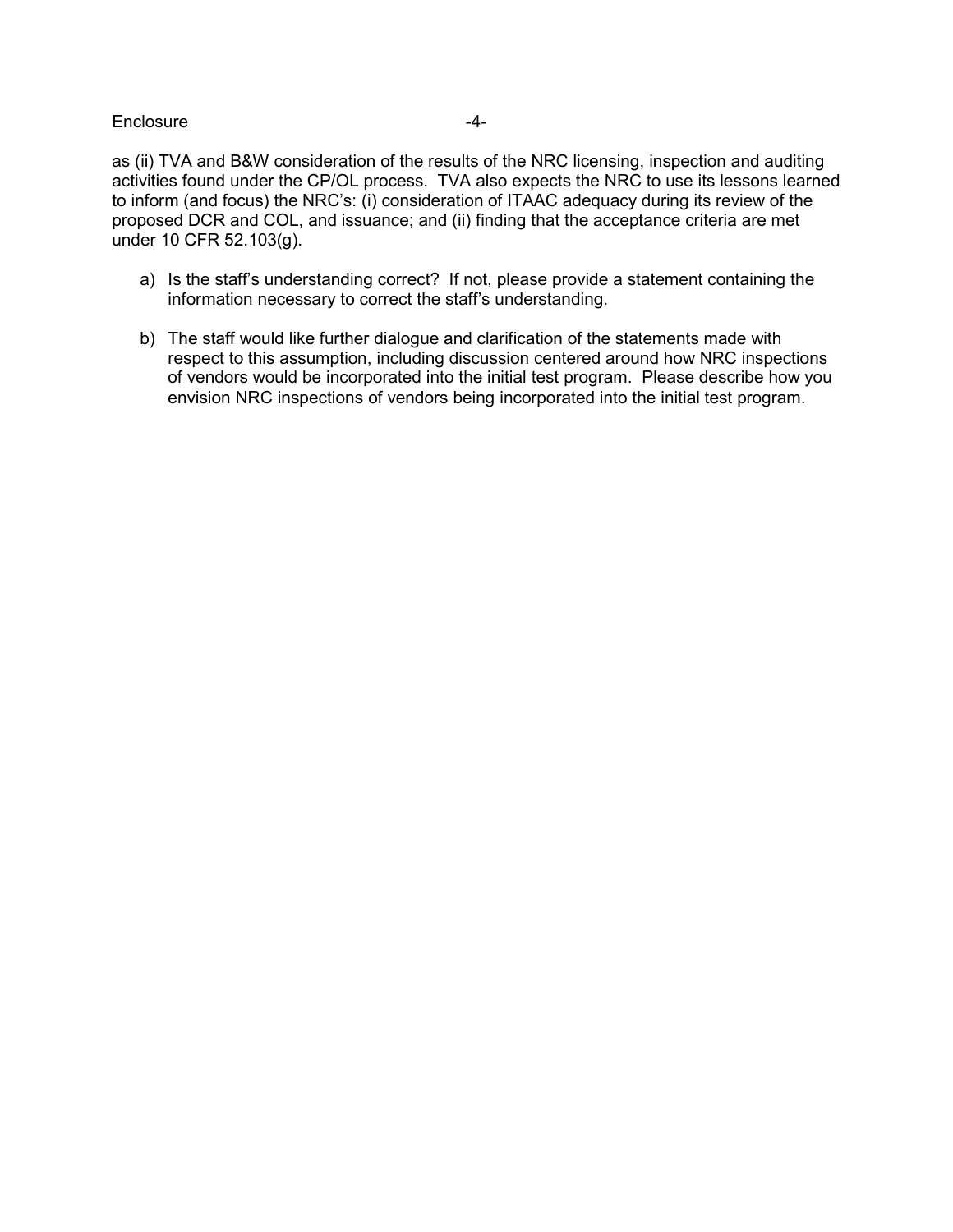as (ii) TVA and B&W consideration of the results of the NRC licensing, inspection and auditing activities found under the CP/OL process. TVA also expects the NRC to use its lessons learned to inform (and focus) the NRC's: (i) consideration of ITAAC adequacy during its review of the proposed DCR and COL, and issuance; and (ii) finding that the acceptance criteria are met under 10 CFR 52.103(g).

a) Is the staff's understanding correct? If not, please provide a statement containing the information necessary to correct the staff's understanding.

b) The staff would like further dialogue and clarification of the statements made with respect to this assumption, including discussion centered around how NRC inspections of vendors would be incorporated into the initial test program. Please describe how you envision NRC inspections of vendors being incorporated into the initial test program.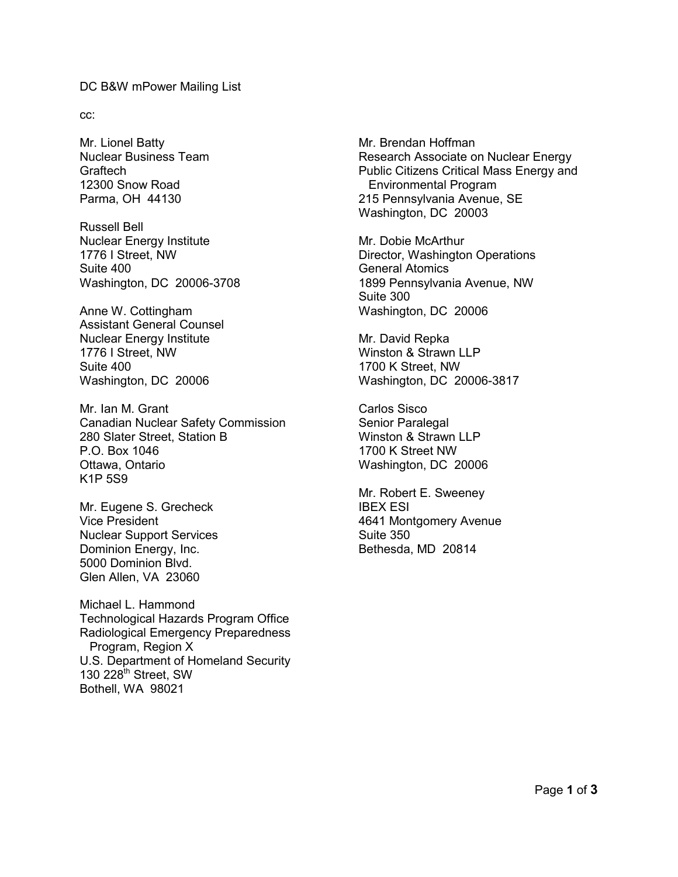DC B&W mPower Mailing List

cc:

Mr. Lionel Batty
Nuclear Business Team
Graftech
12300 Snow Road
Parma, OH 44130

Russell Bell
Nuclear Energy Institute
1776 I Street, NW
Suite 400
Washington, DC 20006-3708

Anne W. Cottingham
Assistant General Counsel
Nuclear Energy Institute
1776 I Street, NW
Suite 400
Washington, DC 20006

Mr. Ian M. Grant
Canadian Nuclear Safety Commission
280 Slater Street, Station B
P.O. Box 1046
Ottawa, Ontario
K1P 5S9

Mr. Eugene S. Grecheck
Vice President
Nuclear Support Services
Dominion Energy, Inc.
5000 Dominion Blvd.
Glen Allen, VA 23060

Michael L. Hammond
Technological Hazards Program Office
Radiological Emergency Preparedness Program, Region X
U.S. Department of Homeland Security
130 228th Street, SW
Bothell, WA 98021

Mr. Brendan Hoffman
Research Associate on Nuclear Energy
Public Citizens Critical Mass Energy and Environmental Program
215 Pennsylvania Avenue, SE
Washington, DC 20003

Mr. Dobie McArthur
Director, Washington Operations
General Atomics
1899 Pennsylvania Avenue, NW
Suite 300
Washington, DC 20006

Mr. David Repka
Winston & Strawn LLP
1700 K Street, NW
Washington, DC 20006-3817

Carlos Sisco
Senior Paralegal
Winston & Strawn LLP
1700 K Street NW
Washington, DC 20006

Mr. Robert E. Sweeney
IBEX ESI
4641 Montgomery Avenue
Suite 350
Bethesda, MD 20814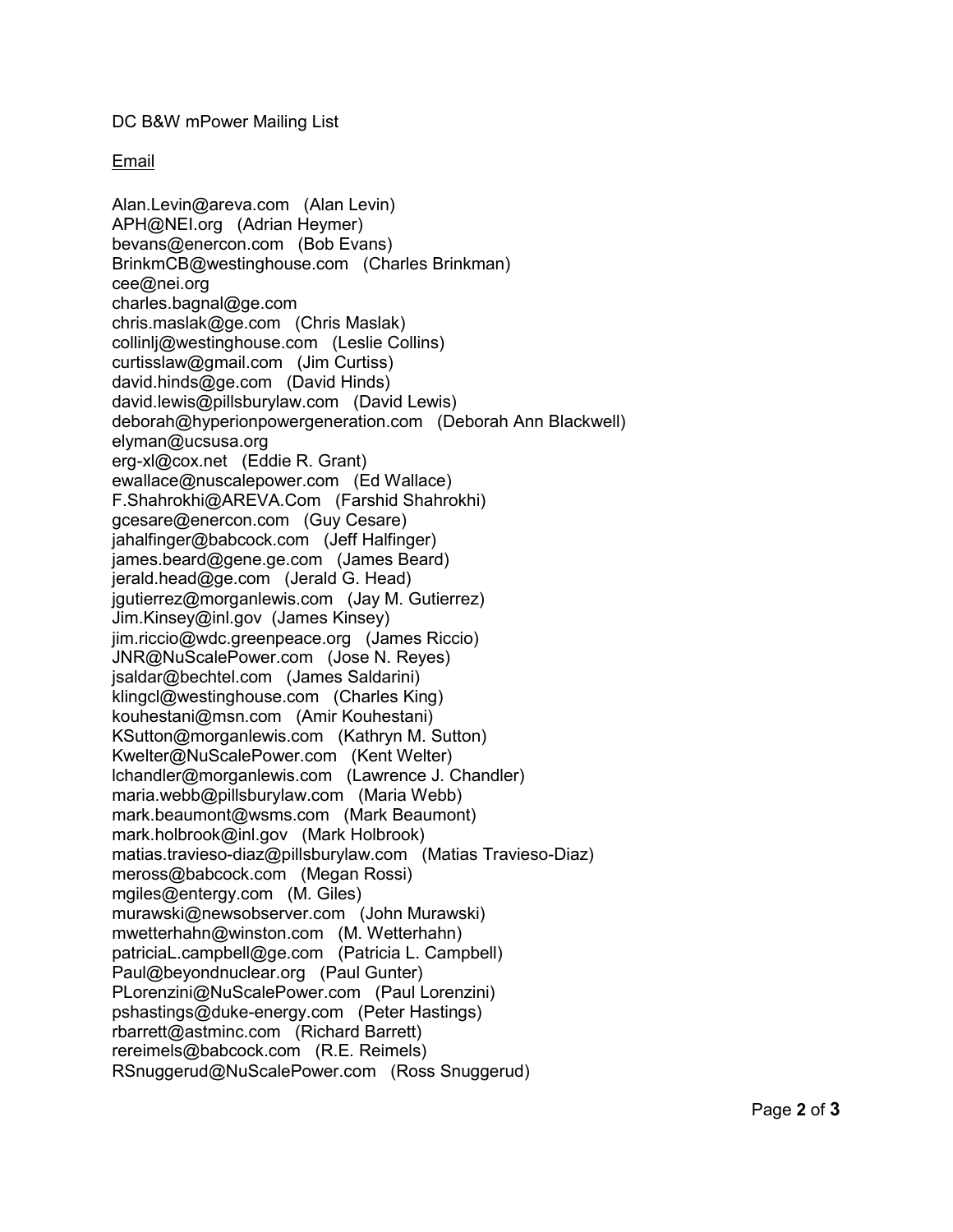DC B&W mPower Mailing List

Email

Alan.Levin@areva.com (Alan Levin)
APH@NEI.org (Adrian Heymer)
bevans@enercon.com (Bob Evans)
BrinkmCB@westinghouse.com (Charles Brinkman)
cee@nei.org
charles.bagnal@ge.com
chris.maslak@ge.com (Chris Maslak)
collinlj@westinghouse.com (Leslie Collins)
curtisslaw@gmail.com (Jim Curtiss)
david.hinds@ge.com (David Hinds)
david.lewis@pillsburylaw.com (David Lewis)
deborah@hyperionpowergeneration.com (Deborah Ann Blackwell)
elyman@ucsusa.org
erg-xl@cox.net (Eddie R. Grant)
ewallace@nuscalepower.com (Ed Wallace)
F.Shahrokhi@AREVA.Com (Farshid Shahrokhi)
gcesare@enercon.com (Guy Cesare)
jahalfinger@babcock.com (Jeff Halfinger)
james.beard@gene.ge.com (James Beard)
jerald.head@ge.com (Jerald G. Head)
jgutierrez@morganlewis.com (Jay M. Gutierrez)
Jim.Kinsey@inl.gov (James Kinsey)
jim.riccio@wdc.greenpeace.org (James Riccio)
JNR@NuScalePower.com (Jose N. Reyes)
jsaldar@bechtel.com (James Saldarini)
klingcl@westinghouse.com (Charles King)
kouhestani@msn.com (Amir Kouhestani)
KSutton@morganlewis.com (Kathryn M. Sutton)
Kwelter@NuScalePower.com (Kent Welter)
lchandler@morganlewis.com (Lawrence J. Chandler)
maria.webb@pillsburylaw.com (Maria Webb)
mark.beaumont@wsms.com (Mark Beaumont)
mark.holbrook@inl.gov (Mark Holbrook)
matias.travieso-diaz@pillsburylaw.com (Matias Travieso-Diaz)
meross@babcock.com (Megan Rossi)
mgiles@entergy.com (M. Giles)
murawski@newsobserver.com (John Murawski)
mwetterhahn@winston.com (M. Wetterhahn)
patriciaL.campbell@ge.com (Patricia L. Campbell)
Paul@beyondnuclear.org (Paul Gunter)
PLorenzini@NuScalePower.com (Paul Lorenzini)
pshastings@duke-energy.com (Peter Hastings)
rbarrett@astminc.com (Richard Barrett)
rereimels@babcock.com (R.E. Reimels)
RSnuggerud@NuScalePower.com (Ross Snuggerud)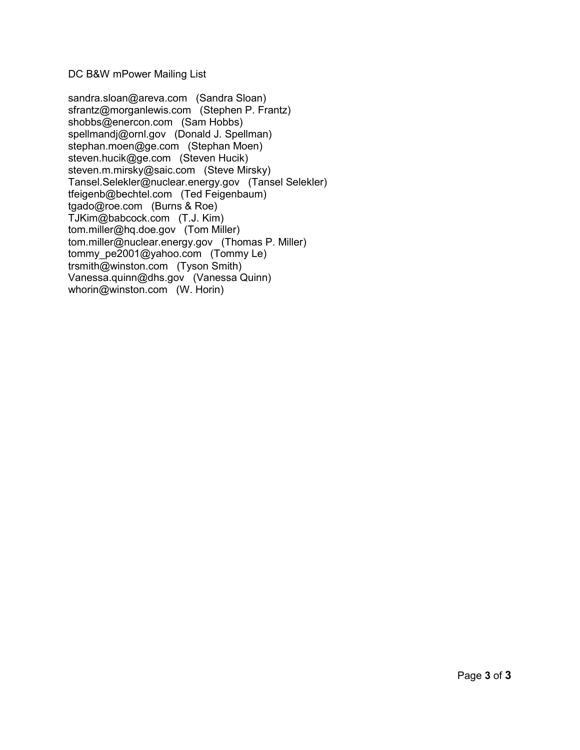DC B&W mPower Mailing List

sandra.sloan@areva.com (Sandra Sloan)
sfrantz@morganlewis.com (Stephen P. Frantz)
shobbs@enercon.com (Sam Hobbs)
spellmandj@ornl.gov (Donald J. Spellman)
stephan.moen@ge.com (Stephan Moen)
steven.hucik@ge.com (Steven Hucik)
steven.m.mirsky@saic.com (Steve Mirsky)
Tansel.Selekler@nuclear.energy.gov (Tansel Selekler)
tfeigenb@bechtel.com (Ted Feigenbaum)
tgado@roe.com (Burns & Roe)
TJKim@babcock.com (T.J. Kim)
tom.miller@hq.doe.gov (Tom Miller)
tom.miller@nuclear.energy.gov (Thomas P. Miller)
tommy_pe2001@yahoo.com (Tommy Le)
trsmith@winston.com (Tyson Smith)
Vanessa.quinn@dhs.gov (Vanessa Quinn)
whorin@winston.com (W. Horin)